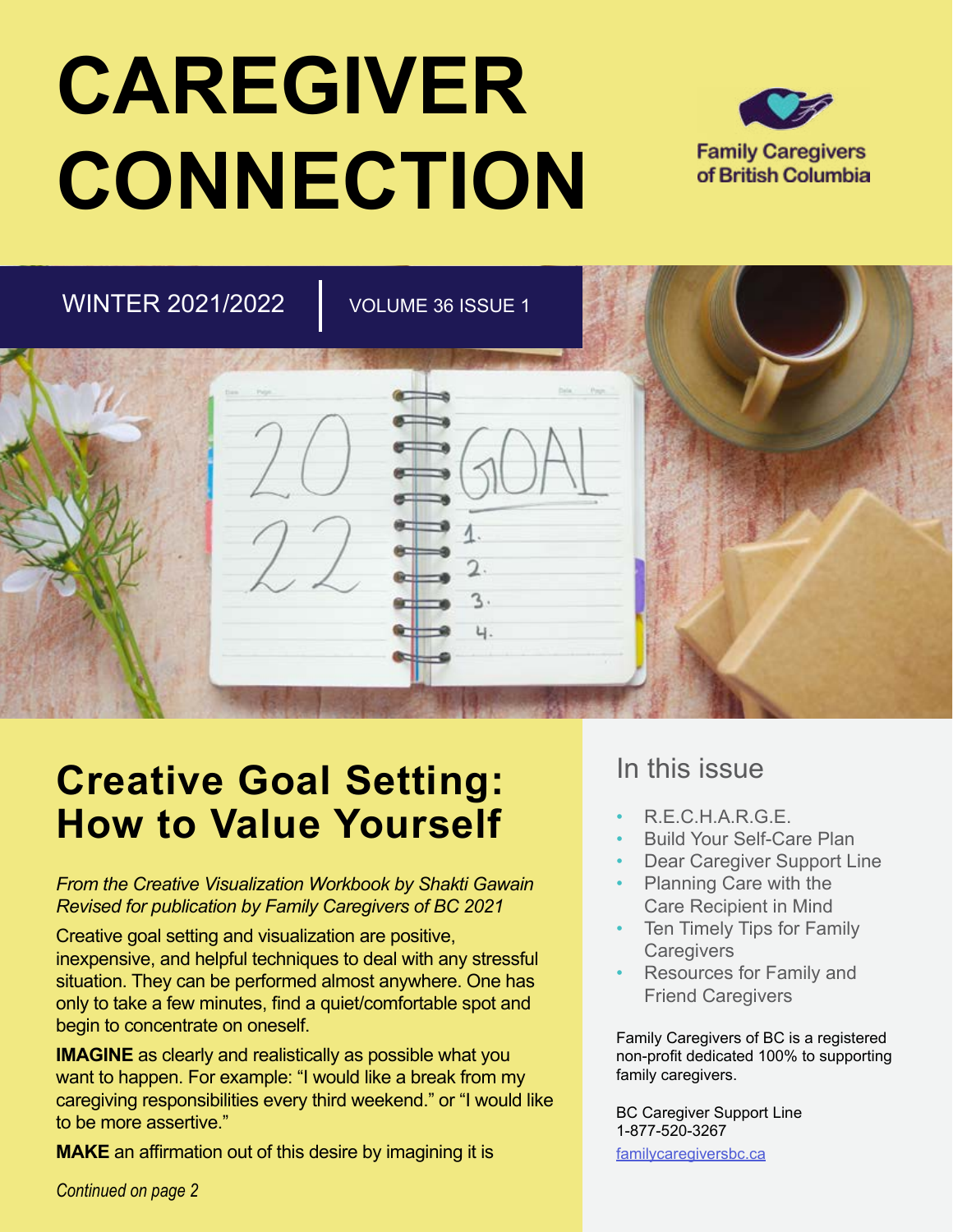# CAREGIVER CONNECTION

Family Caregivers of British Columbia

WINTER 2021/2022 | VOLUME 36 ISSUE 1

## Creative Goal Setting: How to Value Yourself

*From the Creative Visualization Workbook by Shakti Gawain Revised for publication by Family Caregivers of BC 2021*

Creative goal setting and visualization are positive, inexpensive, and helpful techniques to deal with any stressful situation. They can be performed almost anywhere. One has only to take a few minutes, find a quiet/comfortable spot and begin to concentrate on oneself.

**IMAGINE** as clearly and realistically as possible what you want to happen. For example: "I would like a break from my caregiving responsibilities every third weekend." or "I would like to be more assertive."

**MAKE** an affirmation out of this desire by imagining it is

*Continued on page 2*

### In this issue

- R.E.C.H.A.R.G.E.
- Build Your Self-Care Plan
- Dear Caregiver Support Line
- Planning Care with the Care Recipient in Mind
- Ten Timely Tips for Family Caregivers
- Resources for Family and Friend Caregivers

Family Caregivers of BC is a registered non-profit dedicated 100% to supporting family caregivers.

BC Caregiver Support Line
1-877-520-3267
familycaregiversbc.ca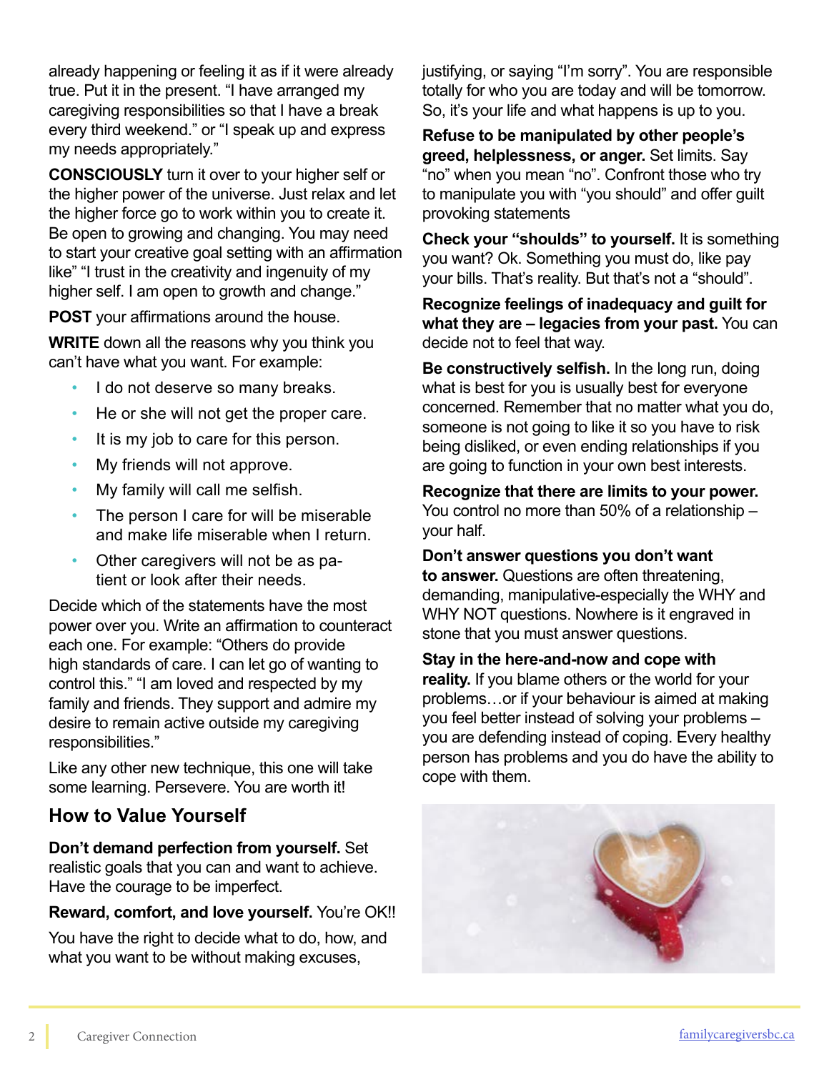already happening or feeling it as if it were already true. Put it in the present. "I have arranged my caregiving responsibilities so that I have a break every third weekend." or "I speak up and express my needs appropriately."

**CONSCIOUSLY** turn it over to your higher self or the higher power of the universe. Just relax and let the higher force go to work within you to create it. Be open to growing and changing. You may need to start your creative goal setting with an affirmation like" "I trust in the creativity and ingenuity of my higher self. I am open to growth and change."

**POST** your affirmations around the house.

**WRITE** down all the reasons why you think you can't have what you want. For example:

- I do not deserve so many breaks.
- He or she will not get the proper care.
- It is my job to care for this person.
- My friends will not approve.
- My family will call me selfish.
- The person I care for will be miserable and make life miserable when I return.
- Other caregivers will not be as patient or look after their needs.

Decide which of the statements have the most power over you. Write an affirmation to counteract each one. For example: "Others do provide high standards of care. I can let go of wanting to control this." "I am loved and respected by my family and friends. They support and admire my desire to remain active outside my caregiving responsibilities."

Like any other new technique, this one will take some learning. Persevere. You are worth it!

## How to Value Yourself

**Don't demand perfection from yourself.** Set realistic goals that you can and want to achieve. Have the courage to be imperfect.

**Reward, comfort, and love yourself.** You're OK!!

You have the right to decide what to do, how, and what you want to be without making excuses, justifying, or saying "I'm sorry". You are responsible totally for who you are today and will be tomorrow. So, it's your life and what happens is up to you.

**Refuse to be manipulated by other people's greed, helplessness, or anger.** Set limits. Say "no" when you mean "no". Confront those who try to manipulate you with "you should" and offer guilt provoking statements

**Check your "shoulds" to yourself.** It is something you want? Ok. Something you must do, like pay your bills. That's reality. But that's not a "should".

**Recognize feelings of inadequacy and guilt for what they are – legacies from your past.** You can decide not to feel that way.

**Be constructively selfish.** In the long run, doing what is best for you is usually best for everyone concerned. Remember that no matter what you do, someone is not going to like it so you have to risk being disliked, or even ending relationships if you are going to function in your own best interests.

**Recognize that there are limits to your power.** You control no more than 50% of a relationship – your half.

**Don't answer questions you don't want to answer.** Questions are often threatening, demanding, manipulative-especially the WHY and WHY NOT questions. Nowhere is it engraved in stone that you must answer questions.

**Stay in the here-and-now and cope with reality.** If you blame others or the world for your problems…or if your behaviour is aimed at making you feel better instead of solving your problems – you are defending instead of coping. Every healthy person has problems and you do have the ability to cope with them.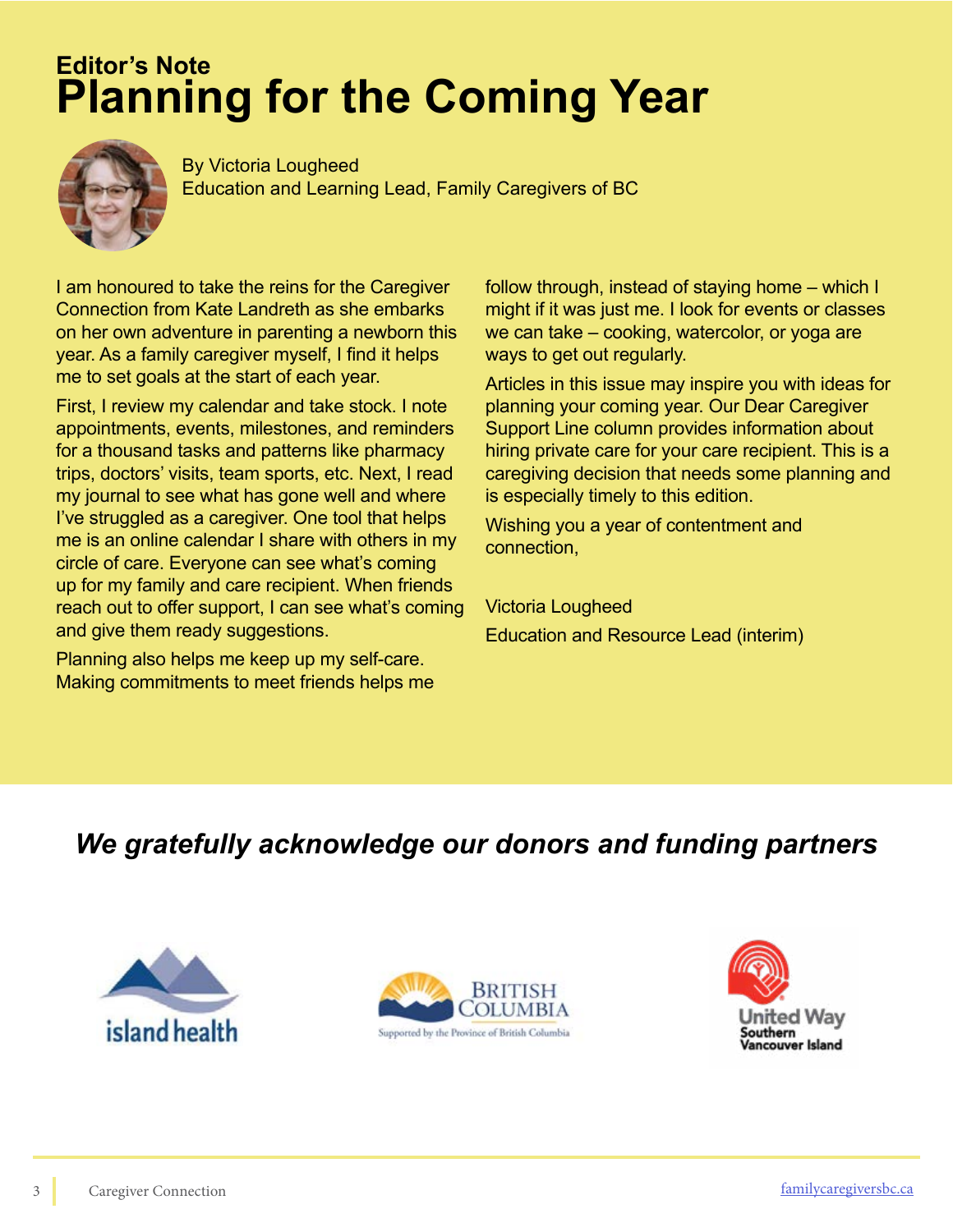## Editor's Note

# Planning for the Coming Year

By Victoria Lougheed
Education and Learning Lead, Family Caregivers of BC

I am honoured to take the reins for the Caregiver Connection from Kate Landreth as she embarks on her own adventure in parenting a newborn this year. As a family caregiver myself, I find it helps me to set goals at the start of each year.

First, I review my calendar and take stock. I note appointments, events, milestones, and reminders for a thousand tasks and patterns like pharmacy trips, doctors' visits, team sports, etc. Next, I read my journal to see what has gone well and where I've struggled as a caregiver. One tool that helps me is an online calendar I share with others in my circle of care. Everyone can see what's coming up for my family and care recipient. When friends reach out to offer support, I can see what's coming and give them ready suggestions.

Planning also helps me keep up my self-care. Making commitments to meet friends helps me follow through, instead of staying home – which I might if it was just me. I look for events or classes we can take – cooking, watercolor, or yoga are ways to get out regularly.

Articles in this issue may inspire you with ideas for planning your coming year. Our Dear Caregiver Support Line column provides information about hiring private care for your care recipient. This is a caregiving decision that needs some planning and is especially timely to this edition.

Wishing you a year of contentment and connection,

Victoria Lougheed

Education and Resource Lead (interim)

## *We gratefully acknowledge our donors and funding partners*

island health

British Columbia
Supported by the Province of British Columbia

United Way Southern Vancouver Island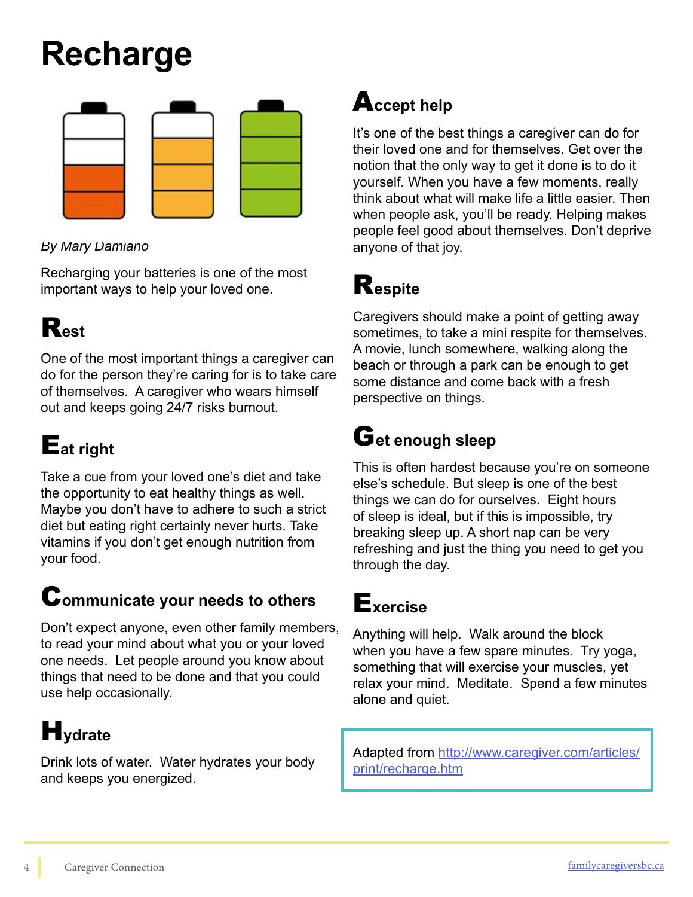# Recharge

*By Mary Damiano*

Recharging your batteries is one of the most important ways to help your loved one.

## Rest

One of the most important things a caregiver can do for the person they're caring for is to take care of themselves. A caregiver who wears himself out and keeps going 24/7 risks burnout.

## Eat right

Take a cue from your loved one's diet and take the opportunity to eat healthy things as well. Maybe you don't have to adhere to such a strict diet but eating right certainly never hurts. Take vitamins if you don't get enough nutrition from your food.

## Communicate your needs to others

Don't expect anyone, even other family members, to read your mind about what you or your loved one needs. Let people around you know about things that need to be done and that you could use help occasionally.

## Hydrate

Drink lots of water. Water hydrates your body and keeps you energized.

## Accept help

It's one of the best things a caregiver can do for their loved one and for themselves. Get over the notion that the only way to get it done is to do it yourself. When you have a few moments, really think about what will make life a little easier. Then when people ask, you'll be ready. Helping makes people feel good about themselves. Don't deprive anyone of that joy.

## Respite

Caregivers should make a point of getting away sometimes, to take a mini respite for themselves. A movie, lunch somewhere, walking along the beach or through a park can be enough to get some distance and come back with a fresh perspective on things.

## Get enough sleep

This is often hardest because you're on someone else's schedule. But sleep is one of the best things we can do for ourselves. Eight hours of sleep is ideal, but if this is impossible, try breaking sleep up. A short nap can be very refreshing and just the thing you need to get you through the day.

## Exercise

Anything will help. Walk around the block when you have a few spare minutes. Try yoga, something that will exercise your muscles, yet relax your mind. Meditate. Spend a few minutes alone and quiet.

Adapted from [http://www.caregiver.com/articles/print/recharge.htm](http://www.caregiver.com/articles/print/recharge.htm)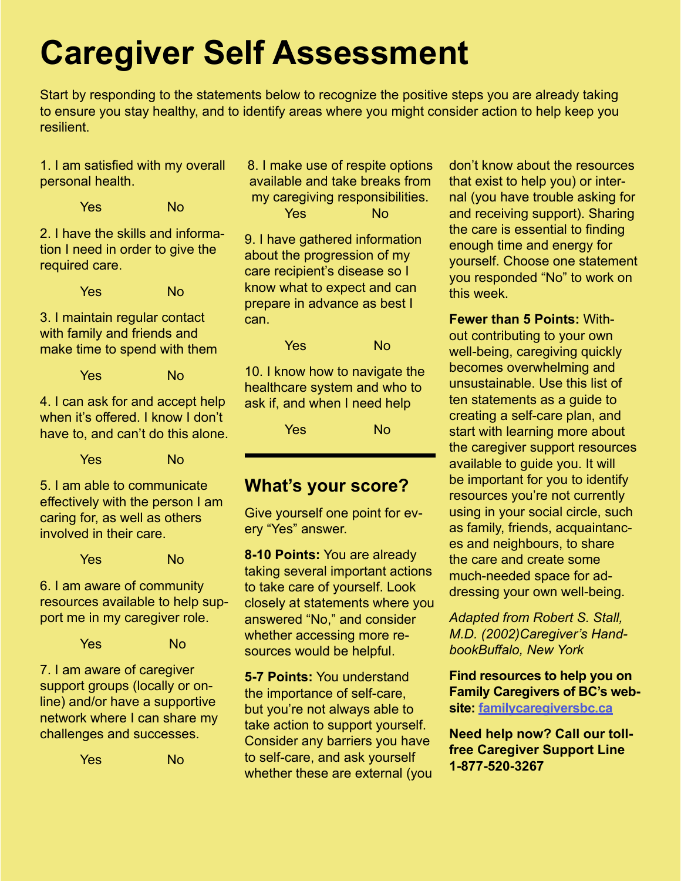# Caregiver Self Assessment

Start by responding to the statements below to recognize the positive steps you are already taking to ensure you stay healthy, and to identify areas where you might consider action to help keep you resilient.

1. I am satisfied with my overall personal health.

   Yes　　　No

2. I have the skills and information I need in order to give the required care.

   Yes　　　No

3. I maintain regular contact with family and friends and make time to spend with them

   Yes　　　No

4. I can ask for and accept help when it's offered. I know I don't have to, and can't do this alone.

   Yes　　　No

5. I am able to communicate effectively with the person I am caring for, as well as others involved in their care.

   Yes　　　No

6. I am aware of community resources available to help support me in my caregiver role.

   Yes　　　No

7. I am aware of caregiver support groups (locally or online) and/or have a supportive network where I can share my challenges and successes.

   Yes　　　No

8. I make use of respite options available and take breaks from my caregiving responsibilities.

   Yes　　　No

9. I have gathered information about the progression of my care recipient's disease so I know what to expect and can prepare in advance as best I can.

   Yes　　　No

10. I know how to navigate the healthcare system and who to ask if, and when I need help

    Yes　　　No

---

## What's your score?

Give yourself one point for every "Yes" answer.

**8-10 Points:** You are already taking several important actions to take care of yourself. Look closely at statements where you answered "No," and consider whether accessing more resources would be helpful.

**5-7 Points:** You understand the importance of self-care, but you're not always able to take action to support yourself. Consider any barriers you have to self-care, and ask yourself whether these are external (you don't know about the resources that exist to help you) or internal (you have trouble asking for and receiving support). Sharing the care is essential to finding enough time and energy for yourself. Choose one statement you responded "No" to work on this week.

**Fewer than 5 Points:** Without contributing to your own well-being, caregiving quickly becomes overwhelming and unsustainable. Use this list of ten statements as a guide to creating a self-care plan, and start with learning more about the caregiver support resources available to guide you. It will be important for you to identify resources you're not currently using in your social circle, such as family, friends, acquaintances and neighbours, to share the care and create some much-needed space for addressing your own well-being.

*Adapted from Robert S. Stall, M.D. (2002)Caregiver's HandbookBuffalo, New York*

**Find resources to help you on Family Caregivers of BC's website: familycaregiversbc.ca**

**Need help now? Call our toll-free Caregiver Support Line 1-877-520-3267**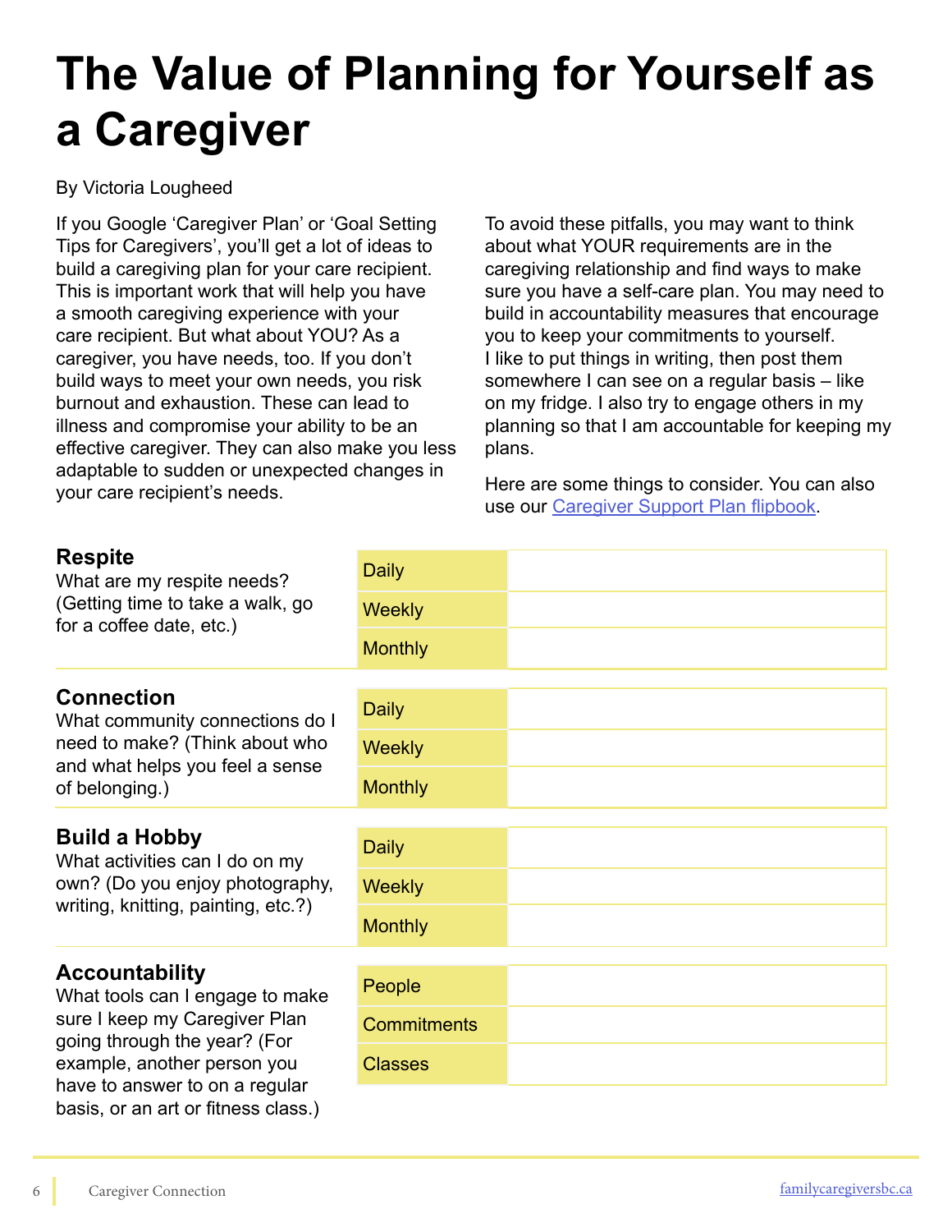# The Value of Planning for Yourself as a Caregiver

By Victoria Lougheed

If you Google 'Caregiver Plan' or 'Goal Setting Tips for Caregivers', you'll get a lot of ideas to build a caregiving plan for your care recipient. This is important work that will help you have a smooth caregiving experience with your care recipient. But what about YOU? As a caregiver, you have needs, too. If you don't build ways to meet your own needs, you risk burnout and exhaustion. These can lead to illness and compromise your ability to be an effective caregiver. They can also make you less adaptable to sudden or unexpected changes in your care recipient's needs.

To avoid these pitfalls, you may want to think about what YOUR requirements are in the caregiving relationship and find ways to make sure you have a self-care plan. You may need to build in accountability measures that encourage you to keep your commitments to yourself. I like to put things in writing, then post them somewhere I can see on a regular basis – like on my fridge. I also try to engage others in my planning so that I am accountable for keeping my plans.

Here are some things to consider. You can also use our [Caregiver Support Plan flipbook](Caregiver Support Plan flipbook).

| | | |
|---|---|---|
| **Respite**<br>What are my respite needs? (Getting time to take a walk, go for a coffee date, etc.) | Daily | |
| | Weekly | |
| | Monthly | |
| **Connection**<br>What community connections do I need to make? (Think about who and what helps you feel a sense of belonging.) | Daily | |
| | Weekly | |
| | Monthly | |
| **Build a Hobby**<br>What activities can I do on my own? (Do you enjoy photography, writing, knitting, painting, etc.?) | Daily | |
| | Weekly | |
| | Monthly | |
| **Accountability**<br>What tools can I engage to make sure I keep my Caregiver Plan going through the year? (For example, another person you have to answer to on a regular basis, or an art or fitness class.) | People | |
| | Commitments | |
| | Classes | |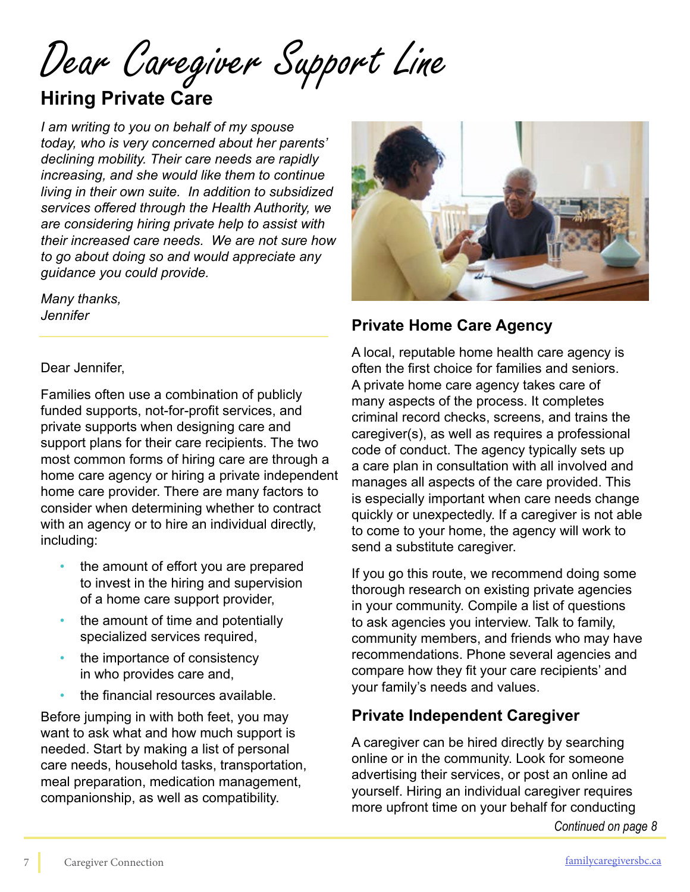# Dear Caregiver Support Line

## Hiring Private Care

*I am writing to you on behalf of my spouse today, who is very concerned about her parents' declining mobility. Their care needs are rapidly increasing, and she would like them to continue living in their own suite. In addition to subsidized services offered through the Health Authority, we are considering hiring private help to assist with their increased care needs. We are not sure how to go about doing so and would appreciate any guidance you could provide.*

*Many thanks,*
*Jennifer*

Dear Jennifer,

Families often use a combination of publicly funded supports, not-for-profit services, and private supports when designing care and support plans for their care recipients. The two most common forms of hiring care are through a home care agency or hiring a private independent home care provider. There are many factors to consider when determining whether to contract with an agency or to hire an individual directly, including:

- the amount of effort you are prepared to invest in the hiring and supervision of a home care support provider,
- the amount of time and potentially specialized services required,
- the importance of consistency in who provides care and,
- the financial resources available.

Before jumping in with both feet, you may want to ask what and how much support is needed. Start by making a list of personal care needs, household tasks, transportation, meal preparation, medication management, companionship, as well as compatibility.

### Private Home Care Agency

A local, reputable home health care agency is often the first choice for families and seniors. A private home care agency takes care of many aspects of the process. It completes criminal record checks, screens, and trains the caregiver(s), as well as requires a professional code of conduct. The agency typically sets up a care plan in consultation with all involved and manages all aspects of the care provided. This is especially important when care needs change quickly or unexpectedly. If a caregiver is not able to come to your home, the agency will work to send a substitute caregiver.

If you go this route, we recommend doing some thorough research on existing private agencies in your community. Compile a list of questions to ask agencies you interview. Talk to family, community members, and friends who may have recommendations. Phone several agencies and compare how they fit your care recipients' and your family's needs and values.

### Private Independent Caregiver

A caregiver can be hired directly by searching online or in the community. Look for someone advertising their services, or post an online ad yourself. Hiring an individual caregiver requires more upfront time on your behalf for conducting

*Continued on page 8*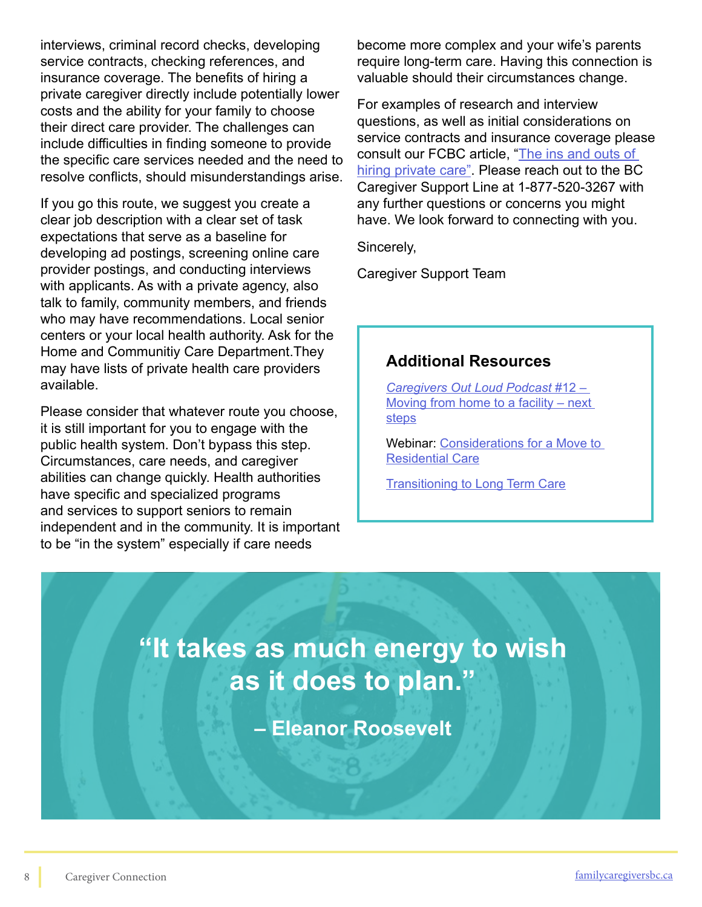interviews, criminal record checks, developing service contracts, checking references, and insurance coverage. The benefits of hiring a private caregiver directly include potentially lower costs and the ability for your family to choose their direct care provider. The challenges can include difficulties in finding someone to provide the specific care services needed and the need to resolve conflicts, should misunderstandings arise.

If you go this route, we suggest you create a clear job description with a clear set of task expectations that serve as a baseline for developing ad postings, screening online care provider postings, and conducting interviews with applicants. As with a private agency, also talk to family, community members, and friends who may have recommendations. Local senior centers or your local health authority. Ask for the Home and Communitiy Care Department.They may have lists of private health care providers available.

Please consider that whatever route you choose, it is still important for you to engage with the public health system. Don't bypass this step. Circumstances, care needs, and caregiver abilities can change quickly. Health authorities have specific and specialized programs and services to support seniors to remain independent and in the community. It is important to be "in the system" especially if care needs become more complex and your wife's parents require long-term care. Having this connection is valuable should their circumstances change.

For examples of research and interview questions, as well as initial considerations on service contracts and insurance coverage please consult our FCBC article, "The ins and outs of hiring private care". Please reach out to the BC Caregiver Support Line at 1-877-520-3267 with any further questions or concerns you might have. We look forward to connecting with you.

Sincerely,

Caregiver Support Team

### Additional Resources

*Caregivers Out Loud Podcast* #12 – Moving from home to a facility – next steps

Webinar: Considerations for a Move to Residential Care

Transitioning to Long Term Care

**"It takes as much energy to wish as it does to plan."**

**– Eleanor Roosevelt**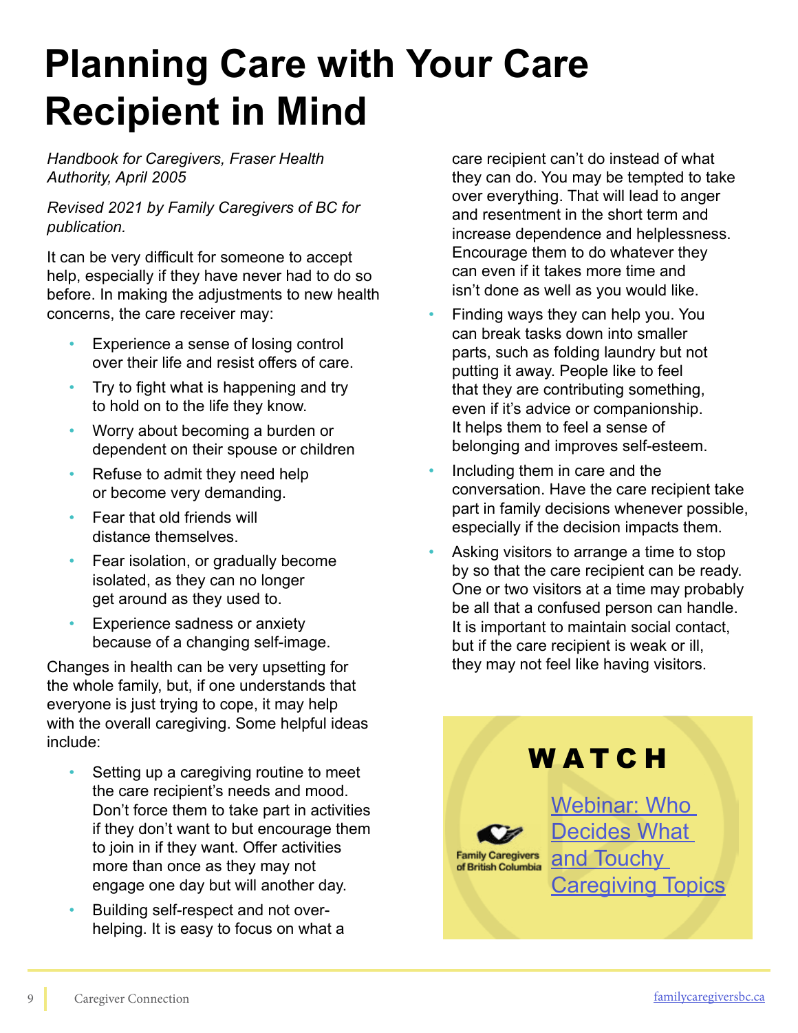# Planning Care with Your Care Recipient in Mind

*Handbook for Caregivers, Fraser Health Authority, April 2005*

*Revised 2021 by Family Caregivers of BC for publication.*

It can be very difficult for someone to accept help, especially if they have never had to do so before. In making the adjustments to new health concerns, the care receiver may:

- Experience a sense of losing control over their life and resist offers of care.
- Try to fight what is happening and try to hold on to the life they know.
- Worry about becoming a burden or dependent on their spouse or children
- Refuse to admit they need help or become very demanding.
- Fear that old friends will distance themselves.
- Fear isolation, or gradually become isolated, as they can no longer get around as they used to.
- Experience sadness or anxiety because of a changing self-image.

Changes in health can be very upsetting for the whole family, but, if one understands that everyone is just trying to cope, it may help with the overall caregiving. Some helpful ideas include:

- Setting up a caregiving routine to meet the care recipient's needs and mood. Don't force them to take part in activities if they don't want to but encourage them to join in if they want. Offer activities more than once as they may not engage one day but will another day.
- Building self-respect and not over-helping. It is easy to focus on what a care recipient can't do instead of what they can do. You may be tempted to take over everything. That will lead to anger and resentment in the short term and increase dependence and helplessness. Encourage them to do whatever they can even if it takes more time and isn't done as well as you would like.
- Finding ways they can help you. You can break tasks down into smaller parts, such as folding laundry but not putting it away. People like to feel that they are contributing something, even if it's advice or companionship. It helps them to feel a sense of belonging and improves self-esteem.
- Including them in care and the conversation. Have the care recipient take part in family decisions whenever possible, especially if the decision impacts them.
- Asking visitors to arrange a time to stop by so that the care recipient can be ready. One or two visitors at a time may probably be all that a confused person can handle. It is important to maintain social contact, but if the care recipient is weak or ill, they may not feel like having visitors.

**WATCH**

Family Caregivers of British Columbia

[Webinar: Who Decides What and Touchy Caregiving Topics]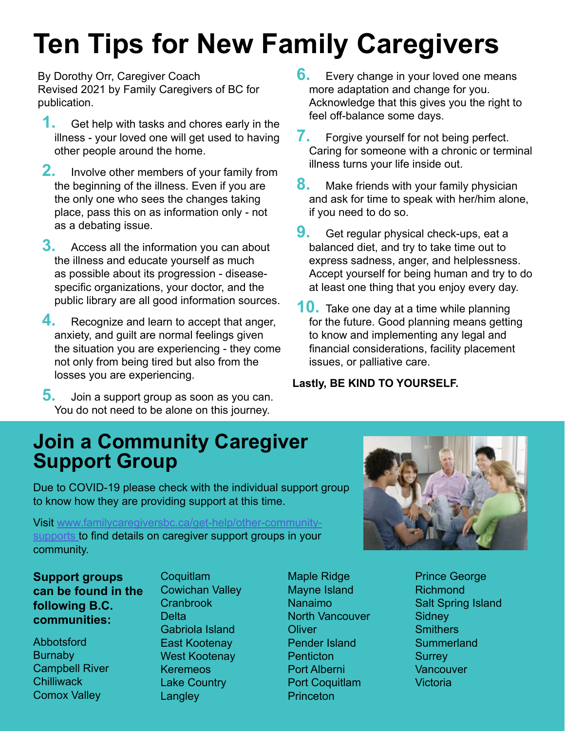# Ten Tips for New Family Caregivers

By Dorothy Orr, Caregiver Coach
Revised 2021 by Family Caregivers of BC for publication.

1. Get help with tasks and chores early in the illness - your loved one will get used to having other people around the home.
2. Involve other members of your family from the beginning of the illness. Even if you are the only one who sees the changes taking place, pass this on as information only - not as a debating issue.
3. Access all the information you can about the illness and educate yourself as much as possible about its progression - disease-specific organizations, your doctor, and the public library are all good information sources.
4. Recognize and learn to accept that anger, anxiety, and guilt are normal feelings given the situation you are experiencing - they come not only from being tired but also from the losses you are experiencing.
5. Join a support group as soon as you can. You do not need to be alone on this journey.
6. Every change in your loved one means more adaptation and change for you. Acknowledge that this gives you the right to feel off-balance some days.
7. Forgive yourself for not being perfect. Caring for someone with a chronic or terminal illness turns your life inside out.
8. Make friends with your family physician and ask for time to speak with her/him alone, if you need to do so.
9. Get regular physical check-ups, eat a balanced diet, and try to take time out to express sadness, anger, and helplessness. Accept yourself for being human and try to do at least one thing that you enjoy every day.
10. Take one day at a time while planning for the future. Good planning means getting to know and implementing any legal and financial considerations, facility placement issues, or palliative care.

**Lastly, BE KIND TO YOURSELF.**

## Join a Community Caregiver Support Group

Due to COVID-19 please check with the individual support group to know how they are providing support at this time.

Visit [www.familycaregiversbc.ca/get-help/other-community-supports](www.familycaregiversbc.ca/get-help/other-community-supports) to find details on caregiver support groups in your community.

**Support groups can be found in the following B.C. communities:**

Abbotsford
Burnaby
Campbell River
Chilliwack
Comox Valley
Coquitlam
Cowichan Valley
Cranbrook
Delta
Gabriola Island
East Kootenay
West Kootenay
Keremeos
Lake Country
Langley
Maple Ridge
Mayne Island
Nanaimo
North Vancouver
Oliver
Pender Island
Penticton
Port Alberni
Port Coquitlam
Princeton
Prince George
Richmond
Salt Spring Island
Sidney
Smithers
Summerland
Surrey
Vancouver
Victoria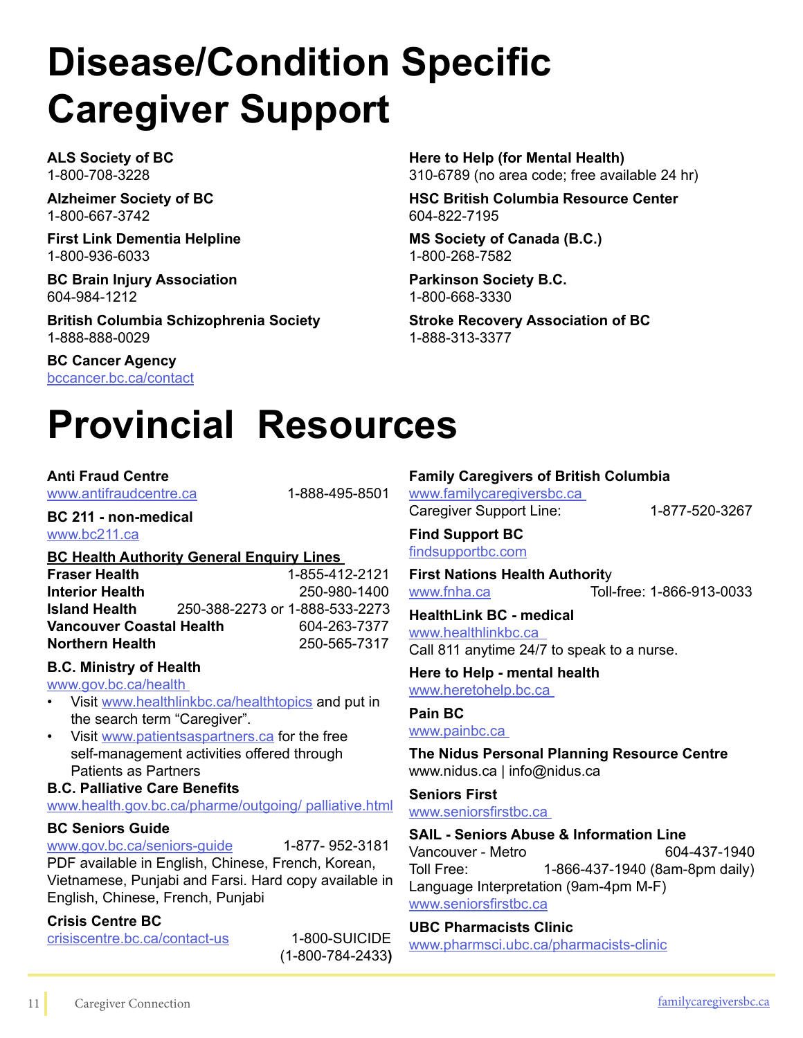# Disease/Condition Specific Caregiver Support

**ALS Society of BC**
1-800-708-3228

**Alzheimer Society of BC**
1-800-667-3742

**First Link Dementia Helpline**
1-800-936-6033

**BC Brain Injury Association**
604-984-1212

**British Columbia Schizophrenia Society**
1-888-888-0029

**BC Cancer Agency**
bccancer.bc.ca/contact

**Here to Help (for Mental Health)**
310-6789 (no area code; free available 24 hr)

**HSC British Columbia Resource Center**
604-822-7195

**MS Society of Canada (B.C.)**
1-800-268-7582

**Parkinson Society B.C.**
1-800-668-3330

**Stroke Recovery Association of BC**
1-888-313-3377

# Provincial Resources

**Anti Fraud Centre**
www.antifraudcentre.ca 1-888-495-8501

**BC 211 - non-medical**
www.bc211.ca

**BC Health Authority General Enquiry Lines**

| | |
|---|---|
| **Fraser Health** | 1-855-412-2121 |
| **Interior Health** | 250-980-1400 |
| **Island Health** | 250-388-2273 or 1-888-533-2273 |
| **Vancouver Coastal Health** | 604-263-7377 |
| **Northern Health** | 250-565-7317 |

**B.C. Ministry of Health**
www.gov.bc.ca/health

- Visit www.healthlinkbc.ca/healthtopics and put in the search term "Caregiver".
- Visit www.patientsaspartners.ca for the free self-management activities offered through Patients as Partners

**B.C. Palliative Care Benefits**
www.health.gov.bc.ca/pharme/outgoing/ palliative.html

**BC Seniors Guide**
www.gov.bc.ca/seniors-guide 1-877- 952-3181
PDF available in English, Chinese, French, Korean, Vietnamese, Punjabi and Farsi. Hard copy available in English, Chinese, French, Punjabi

**Crisis Centre BC**
crisiscentre.bc.ca/contact-us 1-800-SUICIDE (1-800-784-2433)

**Family Caregivers of British Columbia**
www.familycaregiversbc.ca
Caregiver Support Line: 1-877-520-3267

**Find Support BC**
findsupportbc.com

**First Nations Health Authority**
www.fnha.ca Toll-free: 1-866-913-0033

**HealthLink BC - medical**
www.healthlinkbc.ca
Call 811 anytime 24/7 to speak to a nurse.

**Here to Help - mental health**
www.heretohelp.bc.ca

**Pain BC**
www.painbc.ca

**The Nidus Personal Planning Resource Centre**
www.nidus.ca | info@nidus.ca

**Seniors First**
www.seniorsfirstbc.ca

**SAIL - Seniors Abuse & Information Line**
Vancouver - Metro 604-437-1940
Toll Free: 1-866-437-1940 (8am-8pm daily)
Language Interpretation (9am-4pm M-F)
www.seniorsfirstbc.ca

**UBC Pharmacists Clinic**
www.pharmsci.ubc.ca/pharmacists-clinic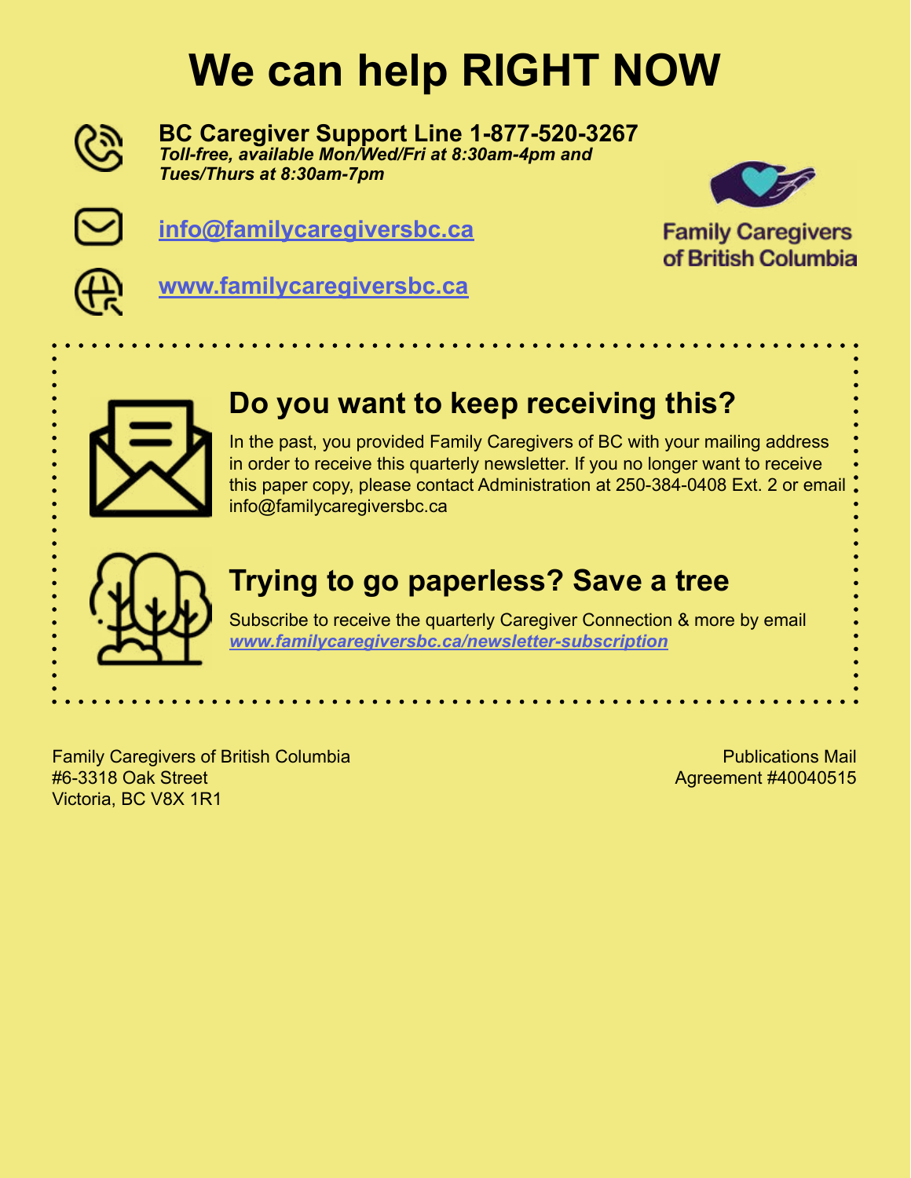# We can help RIGHT NOW

**BC Caregiver Support Line 1-877-520-3267**
***Toll-free, available Mon/Wed/Fri at 8:30am-4pm and Tues/Thurs at 8:30am-7pm***

**info@familycaregiversbc.ca**

**www.familycaregiversbc.ca**

Family Caregivers of British Columbia

## Do you want to keep receiving this?

In the past, you provided Family Caregivers of BC with your mailing address in order to receive this quarterly newsletter. If you no longer want to receive this paper copy, please contact Administration at 250-384-0408 Ext. 2 or email info@familycaregiversbc.ca

## Trying to go paperless? Save a tree

Subscribe to receive the quarterly Caregiver Connection & more by email
***www.familycaregiversbc.ca/newsletter-subscription***

Family Caregivers of British Columbia
#6-3318 Oak Street
Victoria, BC V8X 1R1

Publications Mail
Agreement #40040515